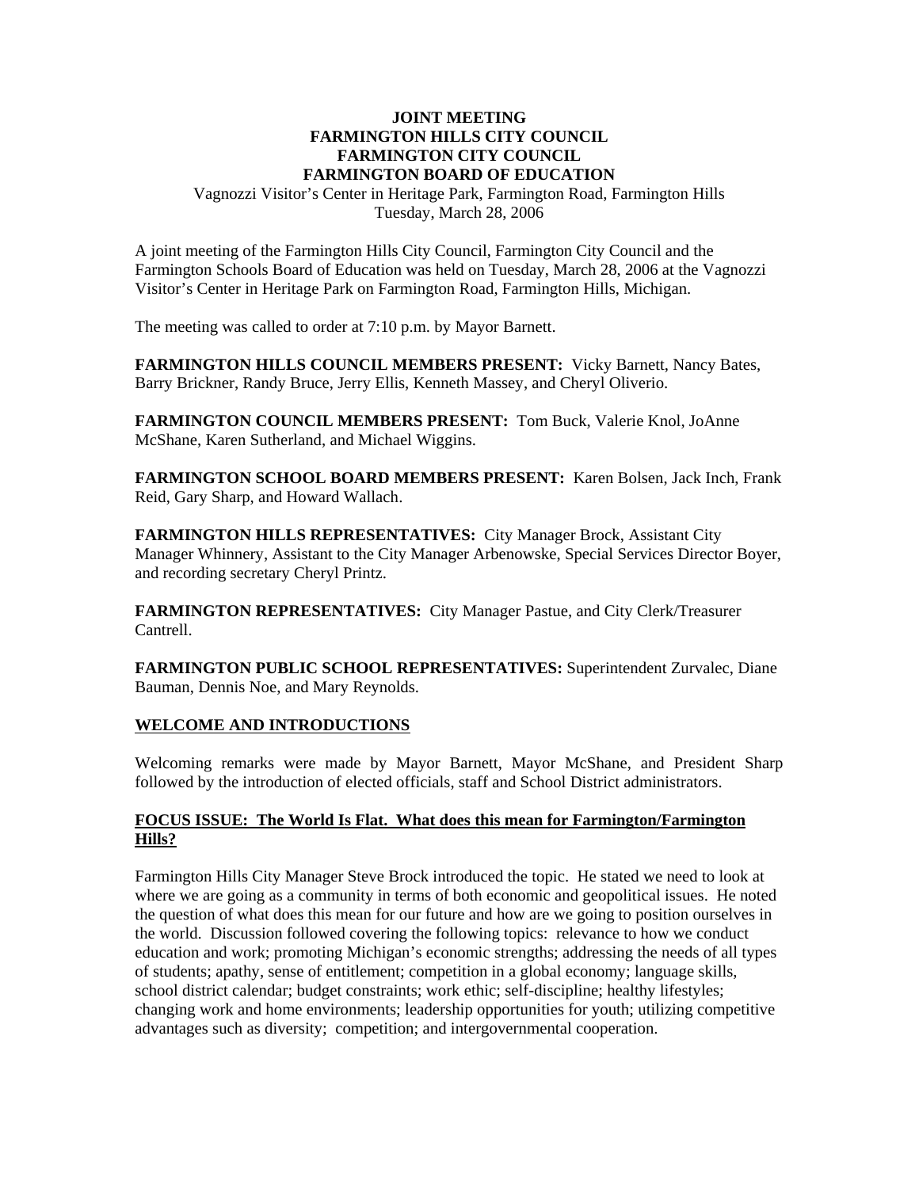# JOINT MEETING
# FARMINGTON HILLS CITY COUNCIL
# FARMINGTON CITY COUNCIL
# FARMINGTON BOARD OF EDUCATION

Vagnozzi Visitor's Center in Heritage Park, Farmington Road, Farmington Hills
Tuesday, March 28, 2006

A joint meeting of the Farmington Hills City Council, Farmington City Council and the Farmington Schools Board of Education was held on Tuesday, March 28, 2006 at the Vagnozzi Visitor's Center in Heritage Park on Farmington Road, Farmington Hills, Michigan.

The meeting was called to order at 7:10 p.m. by Mayor Barnett.

**FARMINGTON HILLS COUNCIL MEMBERS PRESENT:** Vicky Barnett, Nancy Bates, Barry Brickner, Randy Bruce, Jerry Ellis, Kenneth Massey, and Cheryl Oliverio.

**FARMINGTON COUNCIL MEMBERS PRESENT:** Tom Buck, Valerie Knol, JoAnne McShane, Karen Sutherland, and Michael Wiggins.

**FARMINGTON SCHOOL BOARD MEMBERS PRESENT:** Karen Bolsen, Jack Inch, Frank Reid, Gary Sharp, and Howard Wallach.

**FARMINGTON HILLS REPRESENTATIVES:** City Manager Brock, Assistant City Manager Whinnery, Assistant to the City Manager Arbenowske, Special Services Director Boyer, and recording secretary Cheryl Printz.

**FARMINGTON REPRESENTATIVES:** City Manager Pastue, and City Clerk/Treasurer Cantrell.

**FARMINGTON PUBLIC SCHOOL REPRESENTATIVES:** Superintendent Zurvalec, Diane Bauman, Dennis Noe, and Mary Reynolds.

## WELCOME AND INTRODUCTIONS

Welcoming remarks were made by Mayor Barnett, Mayor McShane, and President Sharp followed by the introduction of elected officials, staff and School District administrators.

## FOCUS ISSUE: The World Is Flat. What does this mean for Farmington/Farmington Hills?

Farmington Hills City Manager Steve Brock introduced the topic. He stated we need to look at where we are going as a community in terms of both economic and geopolitical issues. He noted the question of what does this mean for our future and how are we going to position ourselves in the world. Discussion followed covering the following topics: relevance to how we conduct education and work; promoting Michigan's economic strengths; addressing the needs of all types of students; apathy, sense of entitlement; competition in a global economy; language skills, school district calendar; budget constraints; work ethic; self-discipline; healthy lifestyles; changing work and home environments; leadership opportunities for youth; utilizing competitive advantages such as diversity; competition; and intergovernmental cooperation.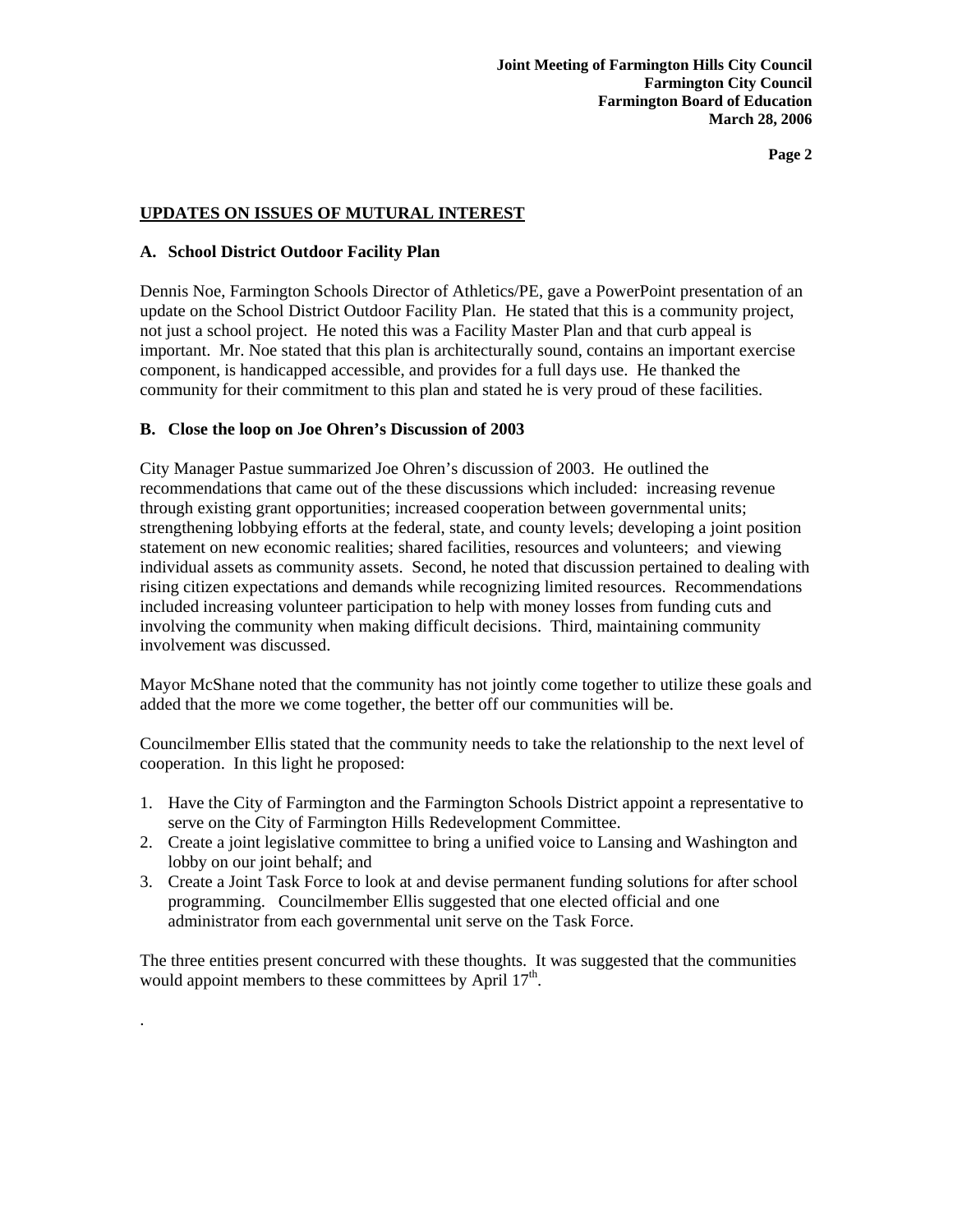## UPDATES ON ISSUES OF MUTURAL INTEREST

### A. School District Outdoor Facility Plan

Dennis Noe, Farmington Schools Director of Athletics/PE, gave a PowerPoint presentation of an update on the School District Outdoor Facility Plan. He stated that this is a community project, not just a school project. He noted this was a Facility Master Plan and that curb appeal is important. Mr. Noe stated that this plan is architecturally sound, contains an important exercise component, is handicapped accessible, and provides for a full days use. He thanked the community for their commitment to this plan and stated he is very proud of these facilities.

### B. Close the loop on Joe Ohren's Discussion of 2003

City Manager Pastue summarized Joe Ohren's discussion of 2003. He outlined the recommendations that came out of the these discussions which included: increasing revenue through existing grant opportunities; increased cooperation between governmental units; strengthening lobbying efforts at the federal, state, and county levels; developing a joint position statement on new economic realities; shared facilities, resources and volunteers; and viewing individual assets as community assets. Second, he noted that discussion pertained to dealing with rising citizen expectations and demands while recognizing limited resources. Recommendations included increasing volunteer participation to help with money losses from funding cuts and involving the community when making difficult decisions. Third, maintaining community involvement was discussed.

Mayor McShane noted that the community has not jointly come together to utilize these goals and added that the more we come together, the better off our communities will be.

Councilmember Ellis stated that the community needs to take the relationship to the next level of cooperation. In this light he proposed:

1. Have the City of Farmington and the Farmington Schools District appoint a representative to serve on the City of Farmington Hills Redevelopment Committee.
2. Create a joint legislative committee to bring a unified voice to Lansing and Washington and lobby on our joint behalf; and
3. Create a Joint Task Force to look at and devise permanent funding solutions for after school programming. Councilmember Ellis suggested that one elected official and one administrator from each governmental unit serve on the Task Force.

The three entities present concurred with these thoughts. It was suggested that the communities would appoint members to these committees by April 17th.

.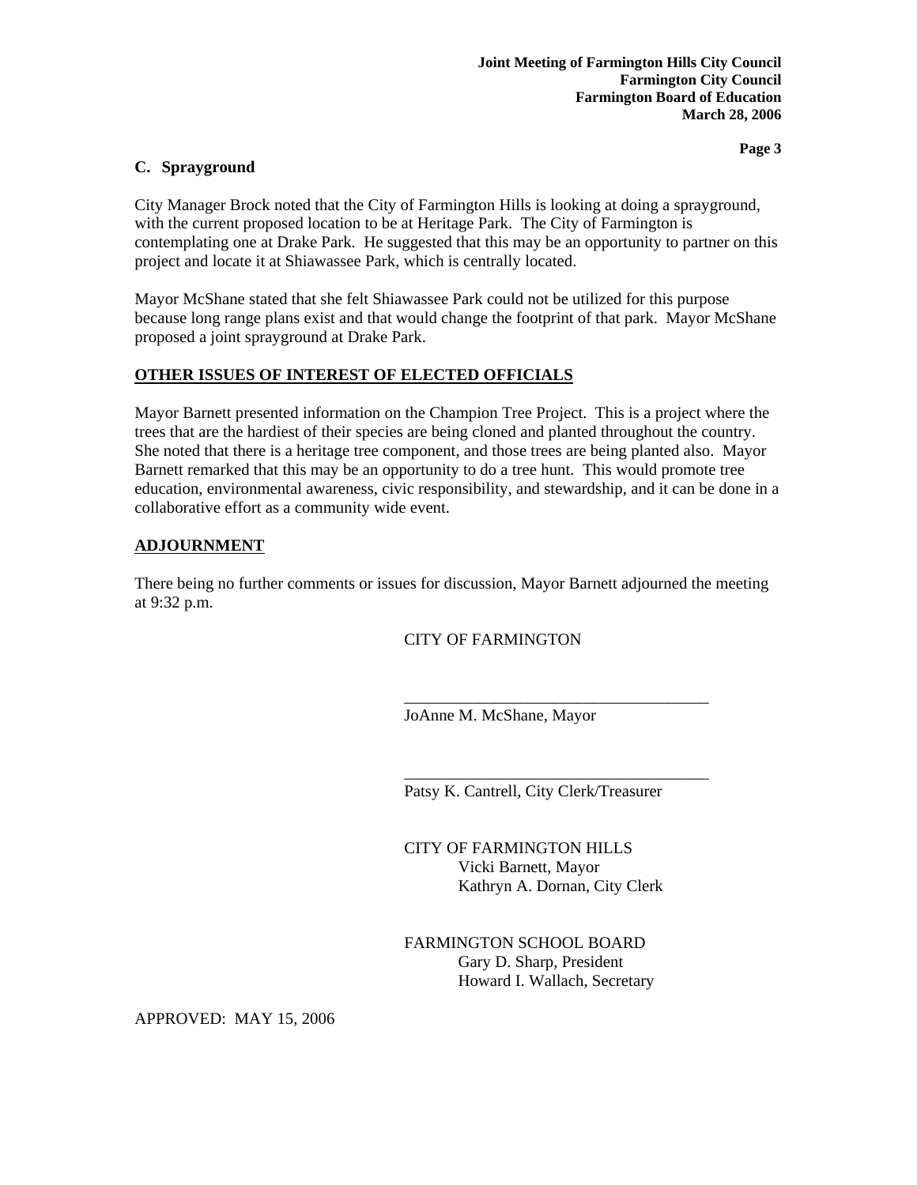### C. Sprayground

City Manager Brock noted that the City of Farmington Hills is looking at doing a sprayground, with the current proposed location to be at Heritage Park. The City of Farmington is contemplating one at Drake Park. He suggested that this may be an opportunity to partner on this project and locate it at Shiawassee Park, which is centrally located.

Mayor McShane stated that she felt Shiawassee Park could not be utilized for this purpose because long range plans exist and that would change the footprint of that park. Mayor McShane proposed a joint sprayground at Drake Park.

## OTHER ISSUES OF INTEREST OF ELECTED OFFICIALS

Mayor Barnett presented information on the Champion Tree Project. This is a project where the trees that are the hardiest of their species are being cloned and planted throughout the country. She noted that there is a heritage tree component, and those trees are being planted also. Mayor Barnett remarked that this may be an opportunity to do a tree hunt. This would promote tree education, environmental awareness, civic responsibility, and stewardship, and it can be done in a collaborative effort as a community wide event.

## ADJOURNMENT

There being no further comments or issues for discussion, Mayor Barnett adjourned the meeting at 9:32 p.m.

CITY OF FARMINGTON

_____________________________________
JoAnne M. McShane, Mayor

_____________________________________
Patsy K. Cantrell, City Clerk/Treasurer

CITY OF FARMINGTON HILLS
Vicki Barnett, Mayor
Kathryn A. Dornan, City Clerk

FARMINGTON SCHOOL BOARD
Gary D. Sharp, President
Howard I. Wallach, Secretary

APPROVED: MAY 15, 2006